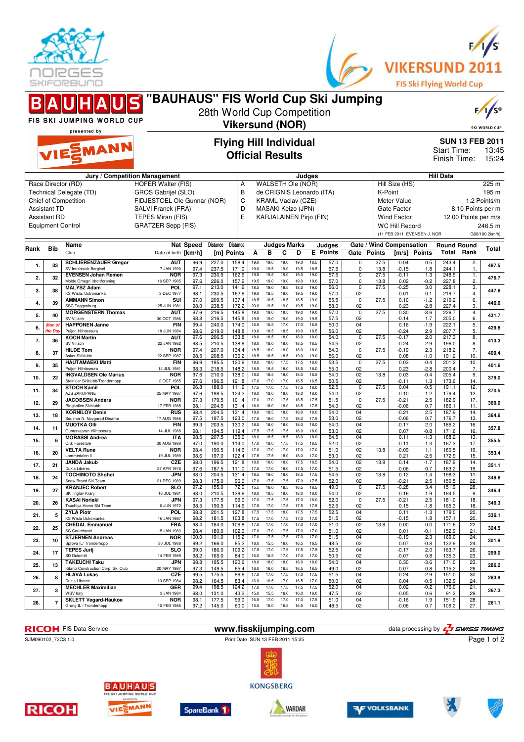# "BAUHAUS" FIS World Cup Ski Jumping

28th World Cup Competition

**Vikersund (NOR)**

FIS SKI JUMPING WORLD CUP presented by VIESMANN

VIKERSUND 2011 FIS Ski Flying World Cup

## Flying Hill Individual
## Official Results

**SUN 13 FEB 2011**
Start Time: 13:45
Finish Time: 15:24

| Jury / Competition Management | | Judges | | Hill Data | |
|---|---|---|---|---|---|
| Race Director (RD) | HOFER Walter (FIS) | A | WALSETH Ole (NOR) | Hill Size (HS) | 225 m |
| Technical Delegate (TD) | GROS Gabrijel (SLO) | B | de CRIGNIS Leonardo (ITA) | K-Point | 195 m |
| Chief of Competition | FIDJESTOEL Ole Gunnar (NOR) | C | KRAML Vaclav (CZE) | Meter Value | 1.2 Points/m |
| Assistant TD | SALVI Franck (FRA) | D | MASAKI Keizo (JPN) | Gate Factor | 8.10 Points per m |
| Assistant RD | TEPES Miran (FIS) | E | KARJALAINEN Pirjo (FIN) | Wind Factor | 12.00 Points per m/s |
| Equipment Control | GRATZER Sepp (FIS) | | | WC Hill Record | 246.5 m |
| | | | | (11 FEB 2011 EVENSEN J. NOR | G06/100.2km/h) |

| Rank | Bib | Name / Club | Nat / Date of birth | Speed [km/h] | Distance [m] | Distance Points | A | B | C | D | E | Judges Points | Gate | Gate Points | Wind [m/s] | Wind Points | Round Total | Round Rank | Total |
|---|---|---|---|---|---|---|---|---|---|---|---|---|---|---|---|---|---|---|---|
| 1. | 33 | SCHLIERENZAUER Gregor | AUT | 96.9 | 227.0 | 158.4 | 19.0 | 19.0 | 19.0 | 19.0 | 18.5 | 57.0 | 0 | 27.5 | -0.04 | 0.5 | 243.4 | 2. | 487.5 |
| | | SV Innsbruck-Bergisel | 7 JAN 1990 | 97.4 | 237.5 | 171.0 | 19.0 | 19.5 | 19.0 | 19.5 | 18.5 | 57.5 | 0 | 13.8 | -0.15 | 1.8 | 244.1 | 1. | |
| 2. | 32 | EVENSEN Johan Remen | NOR | 97.3 | 230.5 | 162.6 | 19.5 | 19.5 | 19.0 | 19.0 | 19.0 | 57.5 | 0 | 27.5 | -0.11 | 1.3 | 248.9 | 1. | 476.7 |
| | | Molde Omegn Idrettforening | 16 SEP 1985 | 97.6 | 226.0 | 157.2 | 19.5 | 19.0 | 19.0 | 19.0 | 19.0 | 57.0 | 0 | 13.8 | 0.02 | -0.2 | 227.8 | 2. | |
| 3. | 38 | MALYSZ Adam | POL | 97.1 | 213.0 | 141.6 | 18.5 | 19.0 | 18.5 | 18.0 | 19.0 | 56.0 | 0 | 27.5 | -0.25 | 3.0 | 228.1 | 3. | 447.8 |
| | | KS Wisla, Ustronianka | 3 DEC 1977 | 98.1 | 230.5 | 162.6 | 19.0 | 18.5 | 19.0 | 19.5 | 19.0 | 57.0 | 02 | | -0.01 | 0.1 | 219.7 | 4. | |
| 4. | 39 | AMMANN Simon | SUI | 97.0 | 209.5 | 137.4 | 18.5 | 18.5 | 18.5 | 18.5 | 19.0 | 55.5 | 0 | 27.5 | 0.10 | -1.2 | 219.2 | 6. | 446.6 |
| | | SSC Toggenburg | 25 JUN 1981 | 98.0 | 238.5 | 172.2 | 20.0 | 19.5 | 19.0 | 19.5 | 19.0 | 58.0 | 02 | | 0.23 | -2.8 | 227.4 | 3. | |
| 5. | 40 | MORGENSTERN Thomas | AUT | 97.6 | 216.5 | 145.8 | 19.0 | 19.0 | 18.5 | 19.0 | 19.0 | 57.0 | 0 | 27.5 | 0.30 | -3.6 | 226.7 | 4. | 431.7 |
| | | SV Villach | 30 OCT 1986 | 98.8 | 216.5 | 145.8 | 19.5 | 19.0 | 19.0 | 19.0 | 19.0 | 57.5 | 02 | | -0.14 | 1.7 | 205.0 | 6. | |
| 6. | Man of the Day | HAPPONEN Janne | FIN | 99.4 | 240.0 | 174.0 | 16.5 | 16.5 | 17.0 | 17.0 | 16.5 | 50.0 | 04 | | 0.16 | -1.9 | 222.1 | 5. | 429.8 |
| | | Puijon Hiihtoseura | 18 JUN 1984 | 98.6 | 219.0 | 148.8 | 19.0 | 18.5 | 18.5 | 19.0 | 18.5 | 56.0 | 02 | | -0.24 | 2.9 | 207.7 | 5. | |
| 7. | 36 | KOCH Martin | AUT | 97.6 | 206.5 | 133.8 | 18.0 | 18.5 | 18.0 | 18.0 | 18.0 | 54.0 | 0 | 27.5 | -0.17 | 2.0 | 217.3 | 8. | 413.3 |
| | | SV Villach | 22 JAN 1982 | 98.5 | 210.5 | 138.6 | 18.0 | 18.0 | 18.0 | 18.5 | 18.5 | 54.5 | 02 | | -0.24 | 2.9 | 196.0 | 8. | |
| 8. | 37 | HILDE Tom | NOR | 97.4 | 207.0 | 134.4 | 18.5 | 18.0 | 18.0 | 18.0 | 18.0 | 54.0 | 0 | 27.5 | -0.19 | 2.3 | 218.2 | 7. | 409.4 |
| | | Asker Skiklubb | 22 SEP 1987 | 98.5 | 208.5 | 136.2 | 18.5 | 18.5 | 18.5 | 19.0 | 19.0 | 56.0 | 02 | | 0.08 | -1.0 | 191.2 | 10. | |
| 9. | 35 | HAUTAMAEKI Matti | FIN | 96.9 | 195.5 | 120.6 | 18.0 | 18.0 | 17.5 | 17.5 | 18.0 | 53.5 | 0 | 27.5 | 0.03 | -0.4 | 201.2 | 10. | 401.6 |
| | | Puijon Hiihtoseura | 14 JUL 1981 | 98.3 | 218.5 | 148.2 | 18.5 | 18.5 | 18.0 | 18.5 | 18.0 | 55.0 | 02 | | 0.23 | -2.8 | 200.4 | 7. | |
| 10. | 22 | INGVALDSEN Ole Marius | NOR | 97.6 | 210.0 | 138.0 | 18.0 | 18.5 | 18.0 | 18.0 | 16.5 | 54.0 | 02 | 13.8 | 0.03 | -0.4 | 205.4 | 9. | 379.0 |
| | | Steinkjer Skiklubb/Tronderhopp | 2 OCT 1985 | 97.6 | 196.5 | 121.8 | 17.0 | 17.0 | 17.0 | 16.5 | 16.5 | 50.5 | 02 | | -0.11 | 1.3 | 173.6 | 14. | |
| 11. | 34 | STOCH Kamil | POL | 96.8 | 188.0 | 111.6 | 17.5 | 17.0 | 17.5 | 17.5 | 18.0 | 52.5 | 0 | 27.5 | 0.04 | -0.5 | 191.1 | 12. | 370.5 |
| | | AZS ZAKOPANE | 25 MAY 1987 | 97.6 | 198.5 | 124.2 | 18.0 | 18.0 | 18.0 | 18.0 | 18.0 | 54.0 | 02 | | -0.10 | 1.2 | 179.4 | 12. | |
| 12. | 29 | JACOBSEN Anders | NOR | 97.3 | 179.5 | 101.4 | 17.0 | 17.0 | 17.5 | 16.5 | 17.5 | 51.5 | 0 | 27.5 | -0.21 | 2.5 | 182.9 | 17. | 369.0 |
| | | Ringkollen Skiklubb | 17 FEB 1985 | 98.1 | 204.5 | 131.4 | 18.0 | 18.0 | 18.0 | 18.5 | 17.5 | 54.0 | 02 | | -0.06 | 0.7 | 186.1 | 11. | |
| 13. | 18 | KORNILOV Denis | RUS | 98.4 | 204.5 | 131.4 | 18.0 | 18.5 | 18.0 | 18.0 | 18.0 | 54.0 | 04 | | -0.21 | 2.5 | 187.9 | 14. | 364.6 |
| | | Sdushor N. Novgorod Dinamo | 17 AUG 1986 | 97.5 | 202.5 | 123.0 | 17.5 | 18.0 | 17.5 | 18.0 | 17.5 | 53.0 | 02 | | -0.06 | 0.7 | 176.7 | 13. | |
| 14. | 11 | MUOTKA Olli | FIN | 99.3 | 203.5 | 130.2 | 18.0 | 18.0 | 18.0 | 18.0 | 18.0 | 54.0 | 04 | | -0.17 | 2.0 | 186.2 | 16. | 357.8 |
| | | Ounasvaaran Hiihtoseura | 14 JUL 1988 | 98.1 | 194.5 | 119.4 | 17.5 | 17.5 | 17.5 | 18.0 | 18.0 | 53.0 | 02 | | 0.07 | -0.8 | 171.6 | 16. | |
| 15. | 6 | MORASSI Andrea | ITA | 98.5 | 207.5 | 135.0 | 18.0 | 18.5 | 18.5 | 18.0 | 18.0 | 54.5 | 04 | | 0.11 | -1.3 | 188.2 | 13. | 355.5 |
| | | C.S. Forestale | 30 AUG 1988 | 97.0 | 190.0 | 114.0 | 17.0 | 18.0 | 17.5 | 17.5 | 16.5 | 52.0 | 02 | | -0.11 | 1.3 | 167.3 | 17. | |
| 16. | 20 | VELTA Rune | NOR | 98.4 | 190.5 | 114.6 | 17.0 | 17.0 | 17.0 | 17.0 | 17.0 | 51.0 | 02 | 13.8 | -0.09 | 1.1 | 180.5 | 19. | 353.4 |
| | | Lommedalen Il | 19 JUL 1989 | 98.6 | 197.0 | 122.4 | 17.5 | 17.5 | 18.0 | 18.0 | 17.5 | 53.0 | 02 | | 0.21 | -2.5 | 172.9 | 15. | |
| 17. | 21 | JANDA Jakub | CZE | 98.0 | 196.5 | 121.8 | 18.0 | 18.0 | 18.0 | 17.5 | 18.5 | 54.0 | 02 | 13.8 | 0.14 | -1.7 | 187.9 | 14. | 351.1 |
| | | Dukla Liberec | 27 APR 1978 | 97.6 | 187.5 | 111.0 | 17.0 | 17.0 | 18.0 | 17.5 | 17.0 | 51.5 | 02 | | -0.06 | 0.7 | 163.2 | 19. | |
| 18. | 24 | TOCHIMOTO Shohei | JPN | 98.0 | 204.5 | 131.4 | 18.5 | 18.0 | 18.0 | 18.5 | 17.5 | 54.5 | 02 | 13.8 | 0.12 | -1.4 | 198.3 | 11. | 348.8 |
| | | Snow Brand Ski Team | 21 DEC 1989 | 98.3 | 175.0 | 96.0 | 17.0 | 17.5 | 17.5 | 17.0 | 17.5 | 52.0 | 02 | | -0.21 | 2.5 | 150.5 | 22. | |
| 19. | 27 | KRANJEC Robert | SLO | 97.2 | 155.0 | 72.0 | 15.5 | 16.0 | 16.5 | 16.5 | 16.5 | 49.0 | 0 | 27.5 | -0.28 | 3.4 | 151.9 | 28. | 346.4 |
| | | SK Triglav Kranj | 16 JUL 1981 | 98.0 | 210.5 | 138.6 | 18.0 | 18.5 | 18.0 | 18.0 | 18.0 | 54.0 | 02 | | -0.16 | 1.9 | 194.5 | 9. | |
| 20. | 26 | KASAI Noriaki | JPN | 97.3 | 177.5 | 99.0 | 17.0 | 17.5 | 17.5 | 17.0 | 18.0 | 52.0 | 0 | 27.5 | -0.21 | 2.5 | 181.0 | 18. | 346.3 |
| | | Tsuchiya Home Ski Team | 6 JUN 1972 | 98.5 | 190.5 | 114.6 | 17.5 | 17.0 | 17.5 | 17.5 | 17.5 | 52.5 | 02 | | 0.15 | -1.8 | 165.3 | 18. | |
| 21. | 5 | ZYLA Piotr | POL | 98.8 | 201.5 | 127.8 | 17.5 | 17.5 | 18.0 | 17.5 | 17.5 | 52.5 | 04 | | 0.11 | -1.3 | 179.0 | 20. | 336.1 |
| | | KS Wisla Ustronianka | 16 JAN 1987 | 98.2 | 181.5 | 103.8 | 17.5 | 17.0 | 17.0 | 17.0 | 17.5 | 51.5 | 02 | | -0.15 | 1.8 | 157.1 | 20. | |
| 22. | 25 | CHEDAL Emmanuel | FRA | 98.4 | 184.0 | 106.8 | 17.0 | 17.0 | 17.0 | 17.0 | 17.0 | 51.0 | 02 | 13.8 | 0.00 | 0.0 | 171.6 | 22. | 324.5 |
| | | SC Courchevel | 15 JAN 1983 | 98.4 | 180.0 | 102.0 | 17.0 | 17.0 | 17.0 | 17.0 | 17.0 | 51.0 | 02 | | 0.01 | -0.1 | 152.9 | 21. | |
| 23. | 10 | STJERNEN Andreas | NOR | 100.0 | 191.0 | 115.2 | 17.0 | 17.5 | 17.5 | 17.0 | 17.0 | 51.5 | 04 | | -0.19 | 2.3 | 169.0 | 24. | 301.9 |
| | | Sprova IL/ Tronderhopp | 30 JUL 1988 | 99.2 | 166.0 | 85.2 | 16.0 | 15.5 | 16.0 | 16.5 | 16.0 | 48.5 | 02 | | 0.07 | -0.8 | 132.9 | 24. | |
| 24. | 17 | TEPES Jurij | SLO | 99.0 | 186.0 | 109.2 | 17.5 | 17.0 | 17.5 | 17.5 | 17.5 | 52.5 | 04 | | -0.17 | 2.0 | 163.7 | 26. | 299.0 |
| | | SD Dolomiti | 14 FEB 1989 | 98.2 | 165.0 | 84.0 | 16.0 | 16.5 | 17.0 | 17.0 | 17.0 | 50.5 | 02 | | -0.07 | 0.8 | 135.3 | 23. | |
| 25. | 13 | TAKEUCHI Taku | JPN | 98.8 | 195.5 | 120.6 | 18.0 | 18.0 | 18.0 | 18.0 | 18.0 | 54.0 | 04 | | 0.30 | -3.6 | 171.0 | 23. | 286.2 |
| | | Kitano Construction Corp. Ski Club | 20 MAY 1987 | 97.3 | 149.5 | 65.4 | 16.0 | 16.0 | 16.5 | 16.5 | 16.5 | 49.0 | 02 | | -0.07 | 0.8 | 115.2 | 26. | |
| 26. | 8 | HLAVA Lukas | CZE | 99.5 | 175.5 | 96.6 | 17.0 | 17.0 | 17.5 | 17.0 | 17.0 | 51.5 | 04 | | -0.24 | 2.9 | 151.0 | 30. | 283.9 |
| | | Dukla Liberec | 10 SEP 1984 | 98.2 | 164.5 | 83.4 | 16.0 | 16.5 | 17.0 | 16.5 | 17.0 | 50.0 | 02 | | 0.04 | -0.5 | 132.9 | 24. | |
| 27. | 3 | MECHLER Maximilian | GER | 99.4 | 198.5 | 124.2 | 17.0 | 17.0 | 17.5 | 17.5 | 17.5 | 52.0 | 04 | | 0.02 | -0.2 | 176.0 | 21. | 267.3 |
| | | WSV Isny | 3 JAN 1984 | 98.0 | 131.0 | 43.2 | 15.0 | 15.5 | 16.0 | 16.0 | 16.0 | 47.5 | 02 | | -0.05 | 0.6 | 91.3 | 29. | |
| 28. | 7 | SKLETT Vegard-Haukoe | NOR | 98.1 | 177.5 | 99.0 | 16.5 | 17.0 | 17.0 | 17.0 | 17.0 | 51.0 | 04 | | -0.16 | 1.9 | 151.9 | 28. | 261.1 |
| | | Grong IL / Tronderhopp | 10 FEB 1986 | 97.2 | 145.0 | 60.0 | 15.5 | 16.0 | 16.5 | 16.5 | 16.0 | 48.5 | 02 | | -0.06 | 0.7 | 109.2 | 27. | |

RICOH FIS Data Service — www.fisskijumping.com — data processing by SWISS TIMING

SJM090102_73C3 1.0 — Print Date SUN 13 FEB 2011 15:25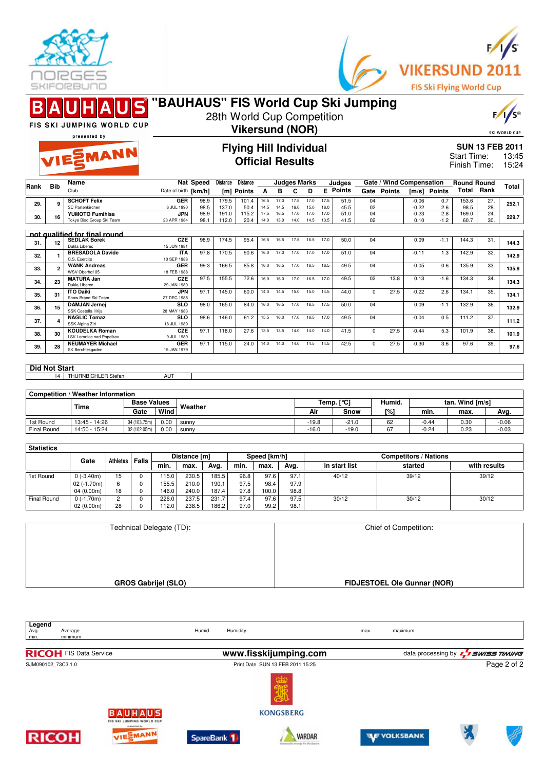# "BAUHAUS" FIS World Cup Ski Jumping

28th World Cup Competition

**Vikersund (NOR)**

## Flying Hill Individual
## Official Results

**SUN 13 FEB 2011**
Start Time: 13:45
Finish Time: 15:24

| Rank | Bib | Name / Club | Nat / Date of birth | Speed [km/h] | Distance [m] | Distance Points | A | B | C | D | E | Judges Points | Gate | Gate Points | Wind [m/s] | Wind Points | Round Total | Round Rank | Total |
|---|---|---|---|---|---|---|---|---|---|---|---|---|---|---|---|---|---|---|---|
| 29. | 9 | SCHOFT Felix / SC Partenkirchen | GER / 6 JUL 1990 | 98.9 | 179.5 | 101.4 | 16.5 | 17.0 | 17.5 | 17.0 | 17.5 | 51.5 | 04 | | -0.06 | 0.7 | 153.6 | 27. | 252.1 |
| | | | | 98.5 | 137.0 | 50.4 | 14.5 | 14.5 | 16.0 | 15.0 | 16.0 | 45.5 | 02 | | -0.22 | 2.6 | 98.5 | 28. | |
| 30. | 16 | YUMOTO Fumihisa / Tokyo Biso Group Ski Team | JPN / 23 APR 1984 | 98.9 | 191.0 | 115.2 | 17.5 | 16.5 | 17.0 | 17.0 | 17.0 | 51.0 | 04 | | -0.23 | 2.8 | 169.0 | 24. | 229.7 |
| | | | | 98.1 | 112.0 | 20.4 | 14.0 | 13.0 | 14.0 | 14.5 | 13.5 | 41.5 | 02 | | 0.10 | -1.2 | 60.7 | 30. | |

### not qualified for final round

| Rank | Bib | Name / Club | Nat / Date of birth | Speed [km/h] | Distance [m] | Distance Points | A | B | C | D | E | Judges Points | Gate | Gate Points | Wind [m/s] | Wind Points | Round Total | Round Rank | Total |
|---|---|---|---|---|---|---|---|---|---|---|---|---|---|---|---|---|---|---|---|
| 31. | 12 | SEDLAK Borek / Dukla Liberec | CZE / 15 JUN 1981 | 98.9 | 174.5 | 95.4 | 16.5 | 16.5 | 17.5 | 16.5 | 17.0 | 50.0 | 04 | | 0.09 | -1.1 | 144.3 | 31. | 144.3 |
| 32. | 1 | BRESADOLA Davide / C.S. Esercito | ITA / 10 SEP 1988 | 97.8 | 170.5 | 90.6 | 16.0 | 17.0 | 17.0 | 17.0 | 17.0 | 51.0 | 04 | | -0.11 | 1.3 | 142.9 | 32. | 142.9 |
| 33. | 2 | WANK Andreas / WSV Oberhof 05 | GER / 18 FEB 1988 | 99.3 | 166.5 | 85.8 | 16.0 | 16.5 | 17.0 | 16.5 | 16.5 | 49.5 | 04 | | -0.05 | 0.6 | 135.9 | 33. | 135.9 |
| 34. | 23 | MATURA Jan / Dukla Liberec | CZE / 29 JAN 1980 | 97.5 | 155.5 | 72.6 | 16.0 | 16.0 | 17.0 | 16.5 | 17.0 | 49.5 | 02 | 13.8 | 0.13 | -1.6 | 134.3 | 34. | 134.3 |
| 35. | 31 | ITO Daiki / Snow Brand Ski Team | JPN / 27 DEC 1985 | 97.1 | 145.0 | 60.0 | 14.0 | 14.5 | 15.0 | 15.0 | 14.5 | 44.0 | 0 | 27.5 | -0.22 | 2.6 | 134.1 | 35. | 134.1 |
| 36. | 15 | DAMJAN Jernej / SSK Costella Ilirija | SLO / 28 MAY 1983 | 98.0 | 165.0 | 84.0 | 16.0 | 16.5 | 17.0 | 16.5 | 17.5 | 50.0 | 04 | | 0.09 | -1.1 | 132.9 | 36. | 132.9 |
| 37. | 4 | NAGLIC Tomaz / SSK Alpina Ziri | SLO / 18 JUL 1989 | 98.6 | 146.0 | 61.2 | 15.5 | 16.0 | 17.0 | 16.5 | 17.0 | 49.5 | 04 | | -0.04 | 0.5 | 111.2 | 37. | 111.2 |
| 38. | 30 | KOUDELKA Roman / LSK Lomnice nad Popelkov | CZE / 9 JUL 1989 | 97.1 | 118.0 | 27.6 | 13.5 | 13.5 | 14.0 | 14.0 | 14.0 | 41.5 | 0 | 27.5 | -0.44 | 5.3 | 101.9 | 38. | 101.9 |
| 39. | 28 | NEUMAYER Michael / SK Berchtesgaden | GER / 15 JAN 1979 | 97.1 | 115.0 | 24.0 | 14.0 | 14.0 | 14.0 | 14.5 | 14.5 | 42.5 | 0 | 27.5 | -0.30 | 3.6 | 97.6 | 39. | 97.6 |

### Did Not Start

| Bib | Name | Nat |
|---|---|---|
| 14 | THURNBICHLER Stefan | AUT |

### Competition / Weather Information

| | Time | Base Values Gate | Base Values Wind | Weather | Temp. [°C] Air | Temp. [°C] Snow | Humid. [%] | tan. Wind [m/s] min. | max. | Avg. |
|---|---|---|---|---|---|---|---|---|---|---|
| 1st Round | 13:45 - 14:26 | 04 (103.75m) | 0.00 | sunny | -19.8 | -21.0 | 62 | -0.44 | 0.30 | -0.06 |
| Final Round | 14:50 - 15:24 | 02 (102.05m) | 0.00 | sunny | -16.0 | -19.0 | 67 | -0.24 | 0.23 | -0.03 |

### Statistics

| | Gate | Athletes | Falls | Distance [m] min. | max. | Avg. | Speed [km/h] min. | max. | Avg. | Competitors / Nations in start list | started | with results |
|---|---|---|---|---|---|---|---|---|---|---|---|---|
| 1st Round | 0 (-3.40m) | 15 | 0 | 115.0 | 230.5 | 185.5 | 96.8 | 97.6 | 97.1 | 40/12 | 39/12 | 39/12 |
| | 02 (-1.70m) | 6 | 0 | 155.5 | 210.0 | 190.1 | 97.5 | 98.4 | 97.9 | | | |
| | 04 (0.00m) | 18 | 0 | 146.0 | 240.0 | 187.4 | 97.8 | 100.0 | 98.8 | | | |
| Final Round | 0 (-1.70m) | 2 | 0 | 226.0 | 237.5 | 231.7 | 97.4 | 97.6 | 97.5 | 30/12 | 30/12 | 30/12 |
| | 02 (0.00m) | 28 | 0 | 112.0 | 238.5 | 186.2 | 97.0 | 99.2 | 98.1 | | | |

| Technical Delegate (TD): | Chief of Competition: |
|---|---|
| GROS Gabrijel (SLO) | FIDJESTOEL Ole Gunnar (NOR) |

**Legend**
Avg. Average | Humid. Humidity | max. maximum
min. minimum

RICOH FIS Data Service — www.fisskijumping.com — data processing by SWISS TIMING

SJM090102_73C3 1.0 — Print Date SUN 13 FEB 2011 15:25